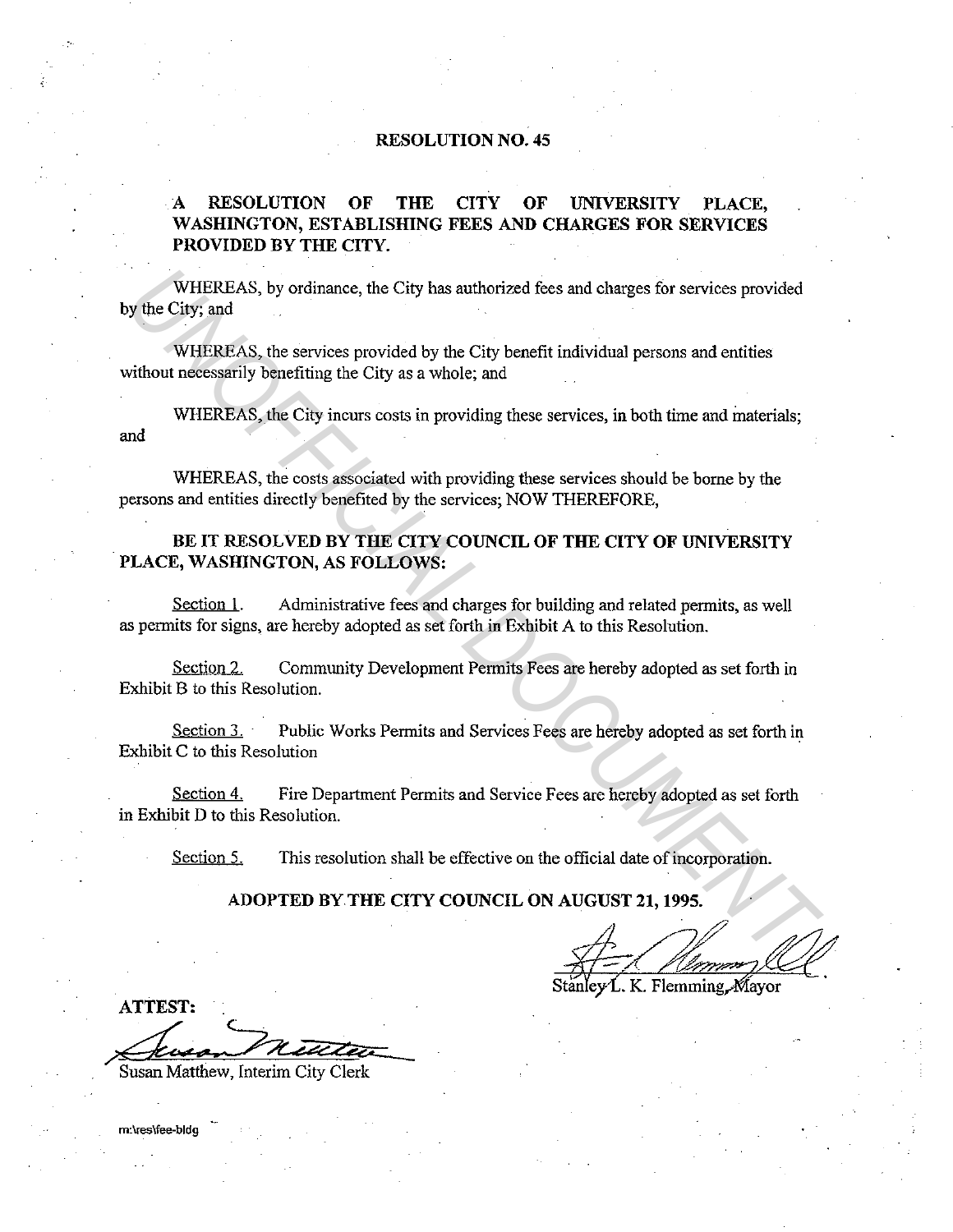# RESOLUTION NO. 45

## A RESOLUTION OF THE CITY OF UNIVERSITY PLACE, WASHINGTON, ESTABLISHING FEES AND CHARGES FOR SERVICES PROVIDED BY THE CITY.

WHEREAS, by ordinance, the City has authorized fees and charges for services provided by the City; and

WHEREAS, the services provided by the City benefit individual persons and entities without necessarily benefiting the City as a whole; and

WHEREAS, the City incurs costs in providing these services, in both time and materials; and

WHEREAS, the costs associated with providing these services should be borne by the persons and entities directly benefited by the services; NOW THEREFORE,

**BE IT RESOLVED BY THE CITY COUNCIL OF THE CITY OF UNIVERSITY PLACE, WASHINGTON, AS FOLLOWS:**

Section 1. Administrative fees and charges for building and related permits, as well as permits for signs, are hereby adopted as set forth in Exhibit A to this Resolution.

Section 2. Community Development Permits Fees are hereby adopted as set forth in Exhibit B to this Resolution.

Section 3. Public Works Permits and Services Fees are hereby adopted as set forth in Exhibit C to this Resolution

Section 4. Fire Department Permits and Service Fees are hereby adopted as set forth in Exhibit D to this Resolution.

Section 5. This resolution shall be effective on the official date of incorporation.

**ADOPTED BY THE CITY COUNCIL ON AUGUST 21, 1995.**

Stanley L. K. Flemming, Mayor

**ATTEST:**

Susan Matthew, Interim City Clerk

m:\res\fee-bldg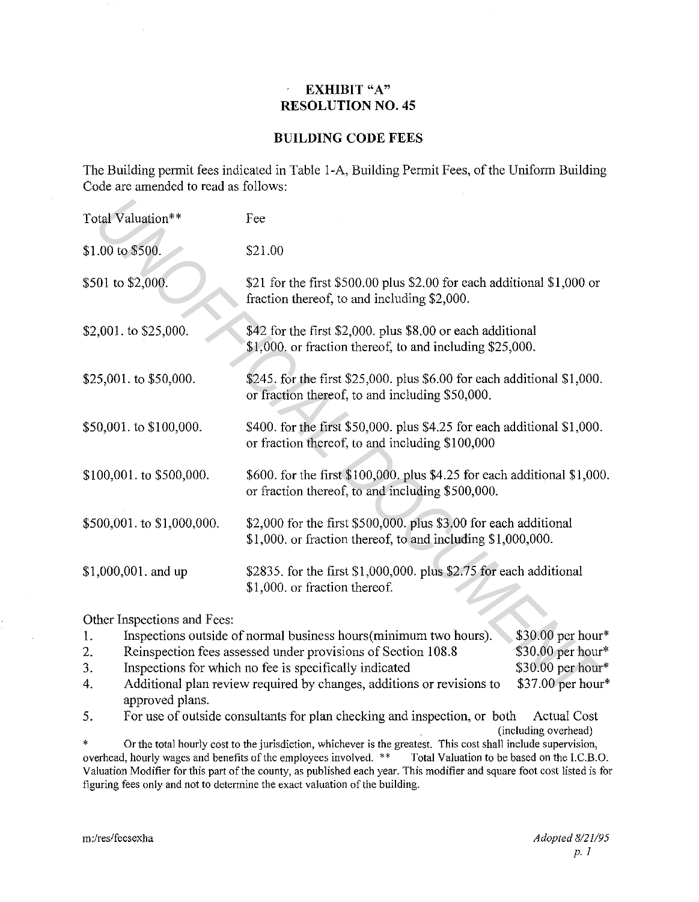## EXHIBIT "A"
## RESOLUTION NO. 45

### BUILDING CODE FEES

The Building permit fees indicated in Table 1-A, Building Permit Fees, of the Uniform Building Code are amended to read as follows:

| Total Valuation** | Fee |
|---|---|
| $1.00 to $500. | $21.00 |
| $501 to $2,000. | $21 for the first $500.00 plus $2.00 for each additional $1,000 or fraction thereof, to and including $2,000. |
| $2,001. to $25,000. | $42 for the first $2,000. plus $8.00 or each additional $1,000. or fraction thereof, to and including $25,000. |
| $25,001. to $50,000. | $245. for the first $25,000. plus $6.00 for each additional $1,000. or fraction thereof, to and including $50,000. |
| $50,001. to $100,000. | $400. for the first $50,000. plus $4.25 for each additional $1,000. or fraction thereof, to and including $100,000 |
| $100,001. to $500,000. | $600. for the first $100,000. plus $4.25 for each additional $1,000. or fraction thereof, to and including $500,000. |
| $500,001. to $1,000,000. | $2,000 for the first $500,000. plus $3.00 for each additional $1,000. or fraction thereof, to and including $1,000,000. |
| $1,000,001. and up | $2835. for the first $1,000,000. plus $2.75 for each additional $1,000. or fraction thereof. |

Other Inspections and Fees:

| | | |
|---|---|---|
| 1. | Inspections outside of normal business hours(minimum two hours). | $30.00 per hour* |
| 2. | Reinspection fees assessed under provisions of Section 108.8 | $30.00 per hour* |
| 3. | Inspections for which no fee is specifically indicated | $30.00 per hour* |
| 4. | Additional plan review required by changes, additions or revisions to approved plans. | $37.00 per hour* |
| 5. | For use of outside consultants for plan checking and inspection, or both | Actual Cost (including overhead) |

\* Or the total hourly cost to the jurisdiction, whichever is the greatest. This cost shall include supervision, overhead, hourly wages and benefits of the employees involved. ** Total Valuation to be based on the I.C.B.O. Valuation Modifier for this part of the county, as published each year. This modifier and square foot cost listed is for figuring fees only and not to determine the exact valuation of the building.

m:/res/feesexha

*Adopted 8/21/95*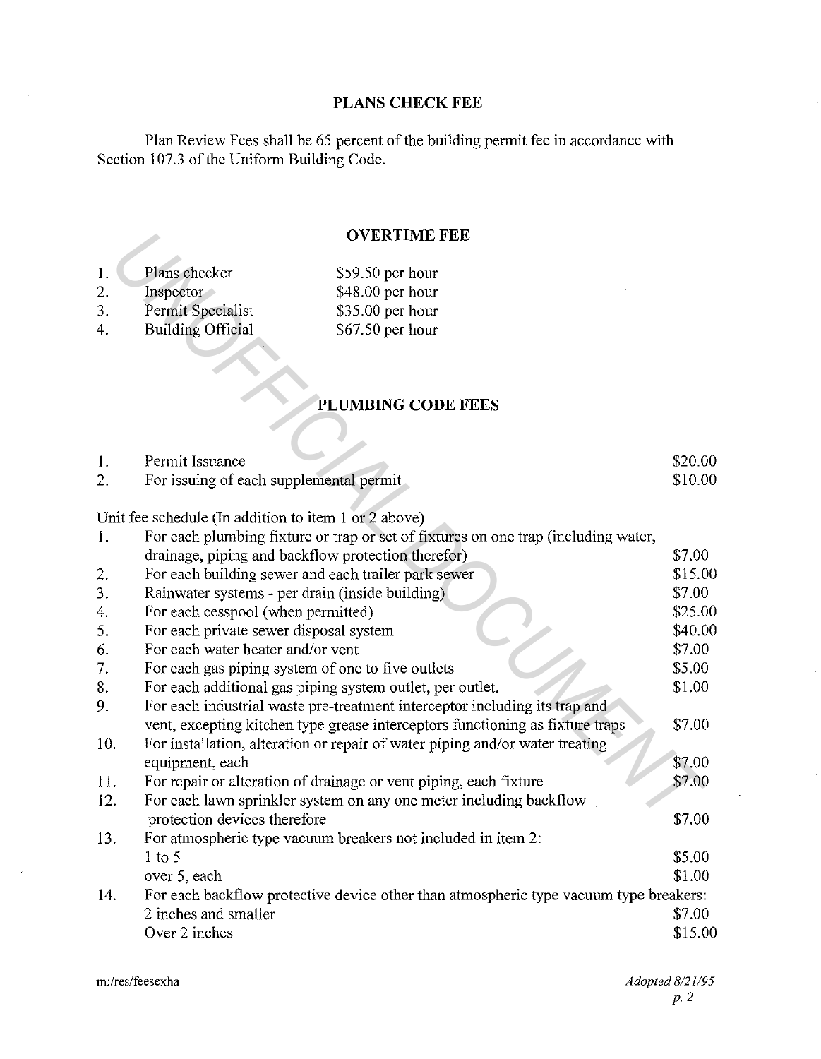## PLANS CHECK FEE

Plan Review Fees shall be 65 percent of the building permit fee in accordance with Section 107.3 of the Uniform Building Code.

## OVERTIME FEE

| | | |
|---|---|---|
| 1. | Plans checker | $59.50 per hour |
| 2. | Inspector | $48.00 per hour |
| 3. | Permit Specialist | $35.00 per hour |
| 4. | Building Official | $67.50 per hour |

## PLUMBING CODE FEES

| | | |
|---|---|---|
| 1. | Permit Issuance | $20.00 |
| 2. | For issuing of each supplemental permit | $10.00 |

Unit fee schedule (In addition to item 1 or 2 above)

| | | |
|---|---|---|
| 1. | For each plumbing fixture or trap or set of fixtures on one trap (including water, drainage, piping and backflow protection therefor) | $7.00 |
| 2. | For each building sewer and each trailer park sewer | $15.00 |
| 3. | Rainwater systems - per drain (inside building) | $7.00 |
| 4. | For each cesspool (when permitted) | $25.00 |
| 5. | For each private sewer disposal system | $40.00 |
| 6. | For each water heater and/or vent | $7.00 |
| 7. | For each gas piping system of one to five outlets | $5.00 |
| 8. | For each additional gas piping system outlet, per outlet. | $1.00 |
| 9. | For each industrial waste pre-treatment interceptor including its trap and vent, excepting kitchen type grease interceptors functioning as fixture traps | $7.00 |
| 10. | For installation, alteration or repair of water piping and/or water treating equipment, each | $7.00 |
| 11. | For repair or alteration of drainage or vent piping, each fixture | $7.00 |
| 12. | For each lawn sprinkler system on any one meter including backflow protection devices therefore | $7.00 |
| 13. | For atmospheric type vacuum breakers not included in item 2: | |
| | 1 to 5 | $5.00 |
| | over 5, each | $1.00 |
| 14. | For each backflow protective device other than atmospheric type vacuum type breakers: | |
| | 2 inches and smaller | $7.00 |
| | Over 2 inches | $15.00 |

m:/res/feesexha

*Adopted 8/21/95*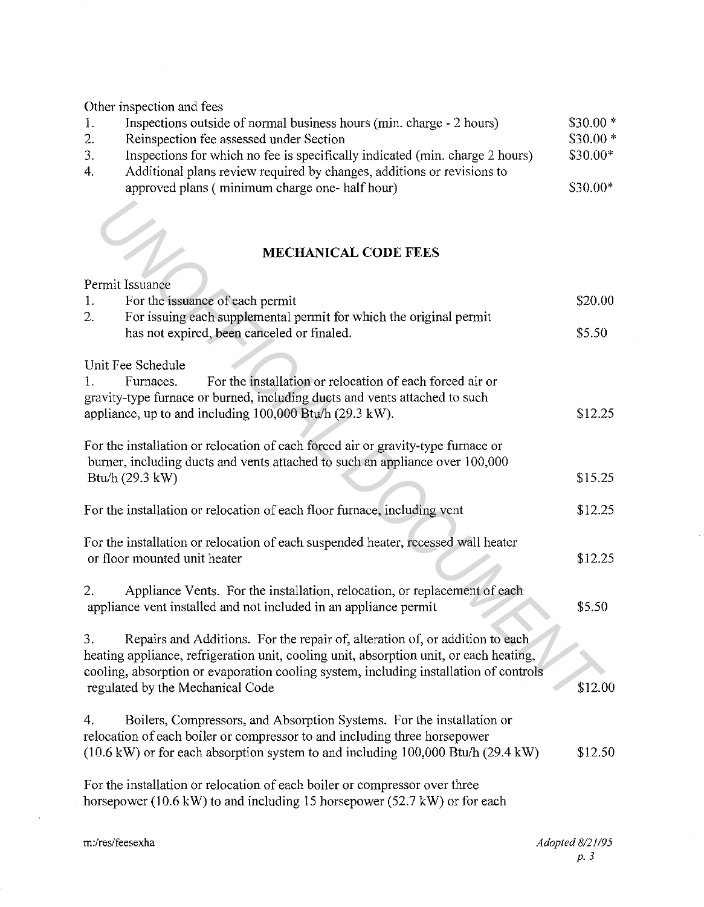Other inspection and fees

| | | |
|---|---|---|
| 1. | Inspections outside of normal business hours (min. charge - 2 hours) | $30.00 * |
| 2. | Reinspection fee assessed under Section | $30.00 * |
| 3. | Inspections for which no fee is specifically indicated (min. charge 2 hours) | $30.00* |
| 4. | Additional plans review required by changes, additions or revisions to approved plans ( minimum charge one- half hour) | $30.00* |

## MECHANICAL CODE FEES

Permit Issuance

| | | |
|---|---|---|
| 1. | For the issuance of each permit | $20.00 |
| 2. | For issuing each supplemental permit for which the original permit has not expired, been canceled or finaled. | $5.50 |

Unit Fee Schedule

1. Furnaces. For the installation or relocation of each forced air or gravity-type furnace or burned, including ducts and vents attached to such appliance, up to and including 100,000 Btu/h (29.3 kW). — $12.25

For the installation or relocation of each forced air or gravity-type furnace or burner, including ducts and vents attached to such an appliance over 100,000 Btu/h (29.3 kW) — $15.25

For the installation or relocation of each floor furnace, including vent — $12.25

For the installation or relocation of each suspended heater, recessed wall heater or floor mounted unit heater — $12.25

2. Appliance Vents. For the installation, relocation, or replacement of each appliance vent installed and not included in an appliance permit — $5.50

3. Repairs and Additions. For the repair of, alteration of, or addition to each heating appliance, refrigeration unit, cooling unit, absorption unit, or each heating, cooling, absorption or evaporation cooling system, including installation of controls regulated by the Mechanical Code — $12.00

4. Boilers, Compressors, and Absorption Systems. For the installation or relocation of each boiler or compressor to and including three horsepower (10.6 kW) or for each absorption system to and including 100,000 Btu/h (29.4 kW) — $12.50

For the installation or relocation of each boiler or compressor over three horsepower (10.6 kW) to and including 15 horsepower (52.7 kW) or for each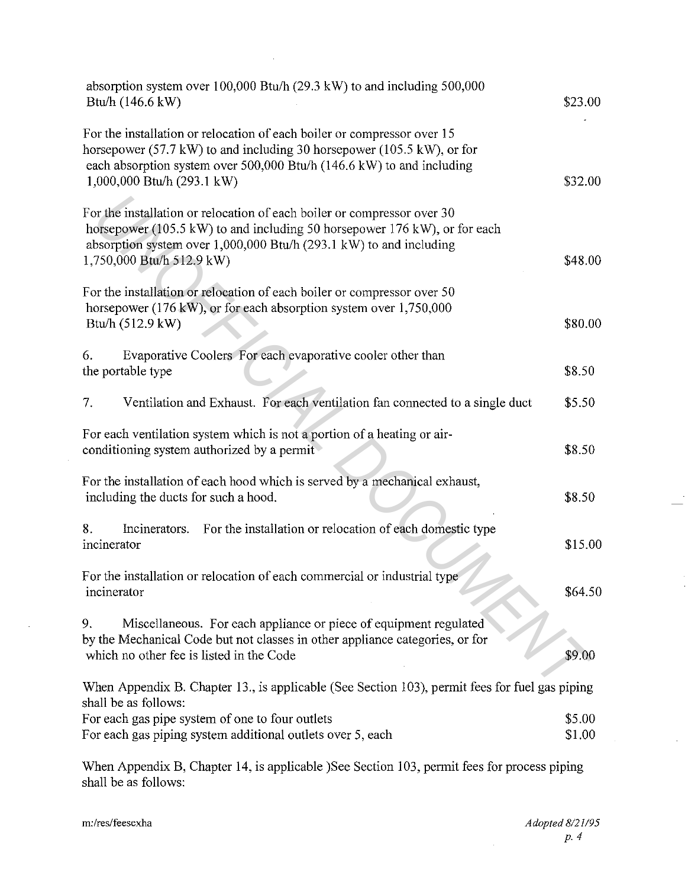| | |
|---|---|
| absorption system over 100,000 Btu/h (29.3 kW) to and including 500,000 Btu/h (146.6 kW) | $23.00 |
| For the installation or relocation of each boiler or compressor over 15 horsepower (57.7 kW) to and including 30 horsepower (105.5 kW), or for each absorption system over 500,000 Btu/h (146.6 kW) to and including 1,000,000 Btu/h (293.1 kW) | $32.00 |
| For the installation or relocation of each boiler or compressor over 30 horsepower (105.5 kW) to and including 50 horsepower 176 kW), or for each absorption system over 1,000,000 Btu/h (293.1 kW) to and including 1,750,000 Btu/h 512.9 kW) | $48.00 |
| For the installation or relocation of each boiler or compressor over 50 horsepower (176 kW), or for each absorption system over 1,750,000 Btu/h (512.9 kW) | $80.00 |
| 6. Evaporative Coolers For each evaporative cooler other than the portable type | $8.50 |
| 7. Ventilation and Exhaust. For each ventilation fan connected to a single duct | $5.50 |
| For each ventilation system which is not a portion of a heating or air-conditioning system authorized by a permit | $8.50 |
| For the installation of each hood which is served by a mechanical exhaust, including the ducts for such a hood. | $8.50 |
| 8. Incinerators. For the installation or relocation of each domestic type incinerator | $15.00 |
| For the installation or relocation of each commercial or industrial type incinerator | $64.50 |
| 9. Miscellaneous. For each appliance or piece of equipment regulated by the Mechanical Code but not classes in other appliance categories, or for which no other fee is listed in the Code | $9.00 |

When Appendix B. Chapter 13., is applicable (See Section 103), permit fees for fuel gas piping shall be as follows:

| | |
|---|---|
| For each gas pipe system of one to four outlets | $5.00 |
| For each gas piping system additional outlets over 5, each | $1.00 |

When Appendix B, Chapter 14, is applicable )See Section 103, permit fees for process piping shall be as follows:

m:/res/feesexha

*Adopted 8/21/95*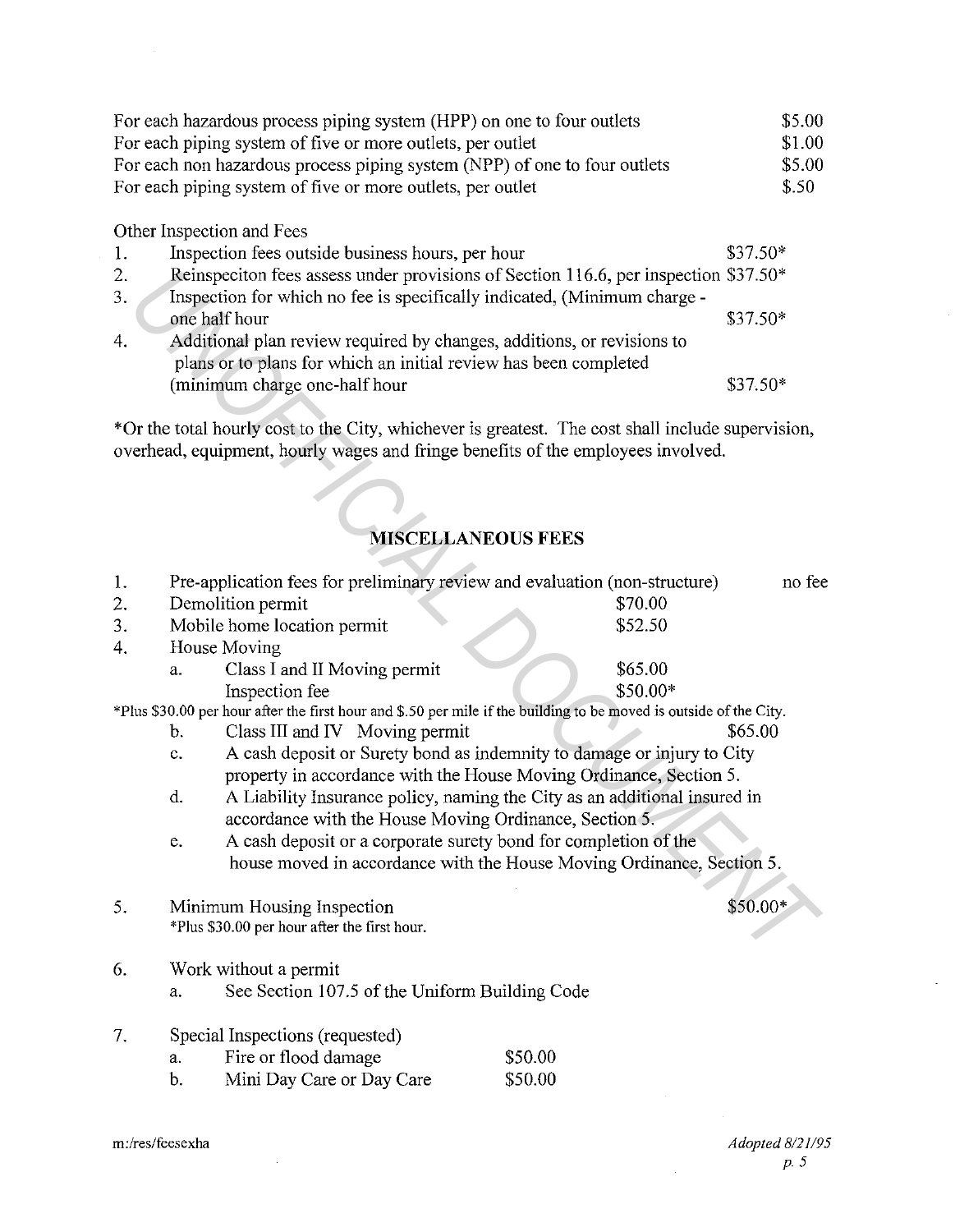| | |
|---|---|
| For each hazardous process piping system (HPP) on one to four outlets | $5.00 |
| For each piping system of five or more outlets, per outlet | $1.00 |
| For each non hazardous process piping system (NPP) of one to four outlets | $5.00 |
| For each piping system of five or more outlets, per outlet | $.50 |

Other Inspection and Fees

1. Inspection fees outside business hours, per hour $37.50*
2. Reinspeciton fees assess under provisions of Section 116.6, per inspection $37.50*
3. Inspection for which no fee is specifically indicated, (Minimum charge - one half hour $37.50*
4. Additional plan review required by changes, additions, or revisions to plans or to plans for which an initial review has been completed (minimum charge one-half hour $37.50*

*Or the total hourly cost to the City, whichever is greatest. The cost shall include supervision, overhead, equipment, hourly wages and fringe benefits of the employees involved.

## MISCELLANEOUS FEES

1. Pre-application fees for preliminary review and evaluation (non-structure) no fee
2. Demolition permit $70.00
3. Mobile home location permit $52.50
4. House Moving
   a. Class I and II Moving permit $65.00
      Inspection fee $50.00*

   *Plus $30.00 per hour after the first hour and $.50 per mile if the building to be moved is outside of the City.

   b. Class III and IV Moving permit $65.00
   c. A cash deposit or Surety bond as indemnity to damage or injury to City property in accordance with the House Moving Ordinance, Section 5.
   d. A Liability Insurance policy, naming the City as an additional insured in accordance with the House Moving Ordinance, Section 5.
   e. A cash deposit or a corporate surety bond for completion of the house moved in accordance with the House Moving Ordinance, Section 5.

5. Minimum Housing Inspection $50.00*

   *Plus $30.00 per hour after the first hour.

6. Work without a permit
   a. See Section 107.5 of the Uniform Building Code

7. Special Inspections (requested)
   a. Fire or flood damage $50.00
   b. Mini Day Care or Day Care $50.00

m:/res/feesexha

*Adopted 8/21/95*
*p. 5*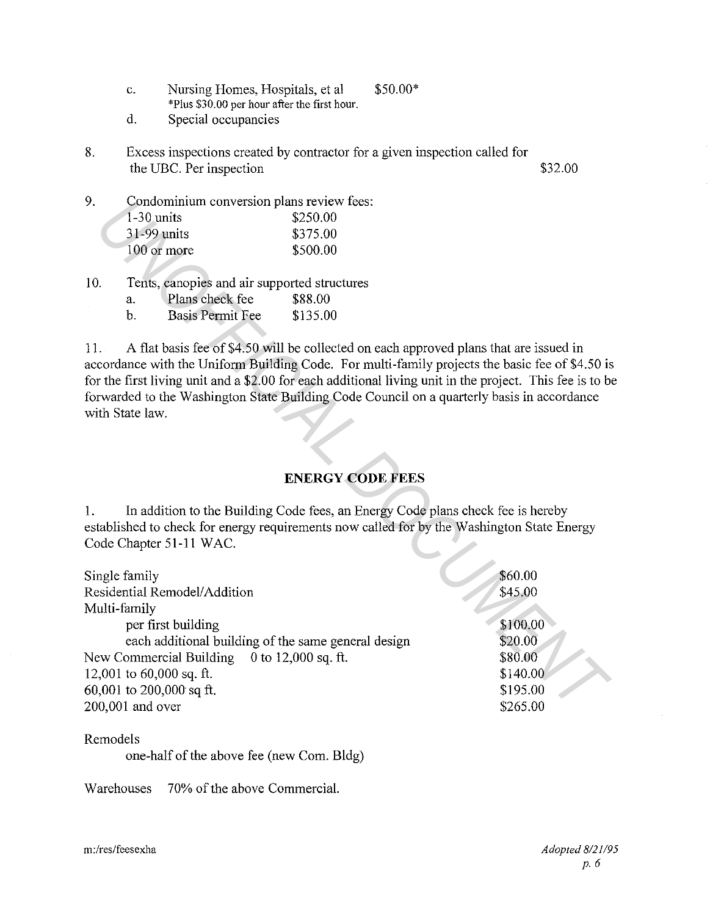c. Nursing Homes, Hospitals, et al $50.00*
*Plus $30.00 per hour after the first hour.

d. Special occupancies

8. Excess inspections created by contractor for a given inspection called for the UBC. Per inspection $32.00

9. Condominium conversion plans review fees:

| | |
|---|---|
| 1-30 units | $250.00 |
| 31-99 units | $375.00 |
| 100 or more | $500.00 |

10. Tents, canopies and air supported structures
    a. Plans check fee $88.00
    b. Basis Permit Fee $135.00

11. A flat basis fee of $4.50 will be collected on each approved plans that are issued in accordance with the Uniform Building Code. For multi-family projects the basic fee of $4.50 is for the first living unit and a $2.00 for each additional living unit in the project. This fee is to be forwarded to the Washington State Building Code Council on a quarterly basis in accordance with State law.

## ENERGY CODE FEES

1. In addition to the Building Code fees, an Energy Code plans check fee is hereby established to check for energy requirements now called for by the Washington State Energy Code Chapter 51-11 WAC.

| | |
|---|---|
| Single family | $60.00 |
| Residential Remodel/Addition | $45.00 |
| Multi-family | |
| per first building | $100.00 |
| each additional building of the same general design | $20.00 |
| New Commercial Building 0 to 12,000 sq. ft. | $80.00 |
| 12,001 to 60,000 sq. ft. | $140.00 |
| 60,001 to 200,000 sq ft. | $195.00 |
| 200,001 and over | $265.00 |

Remodels
one-half of the above fee (new Com. Bldg)

Warehouses 70% of the above Commercial.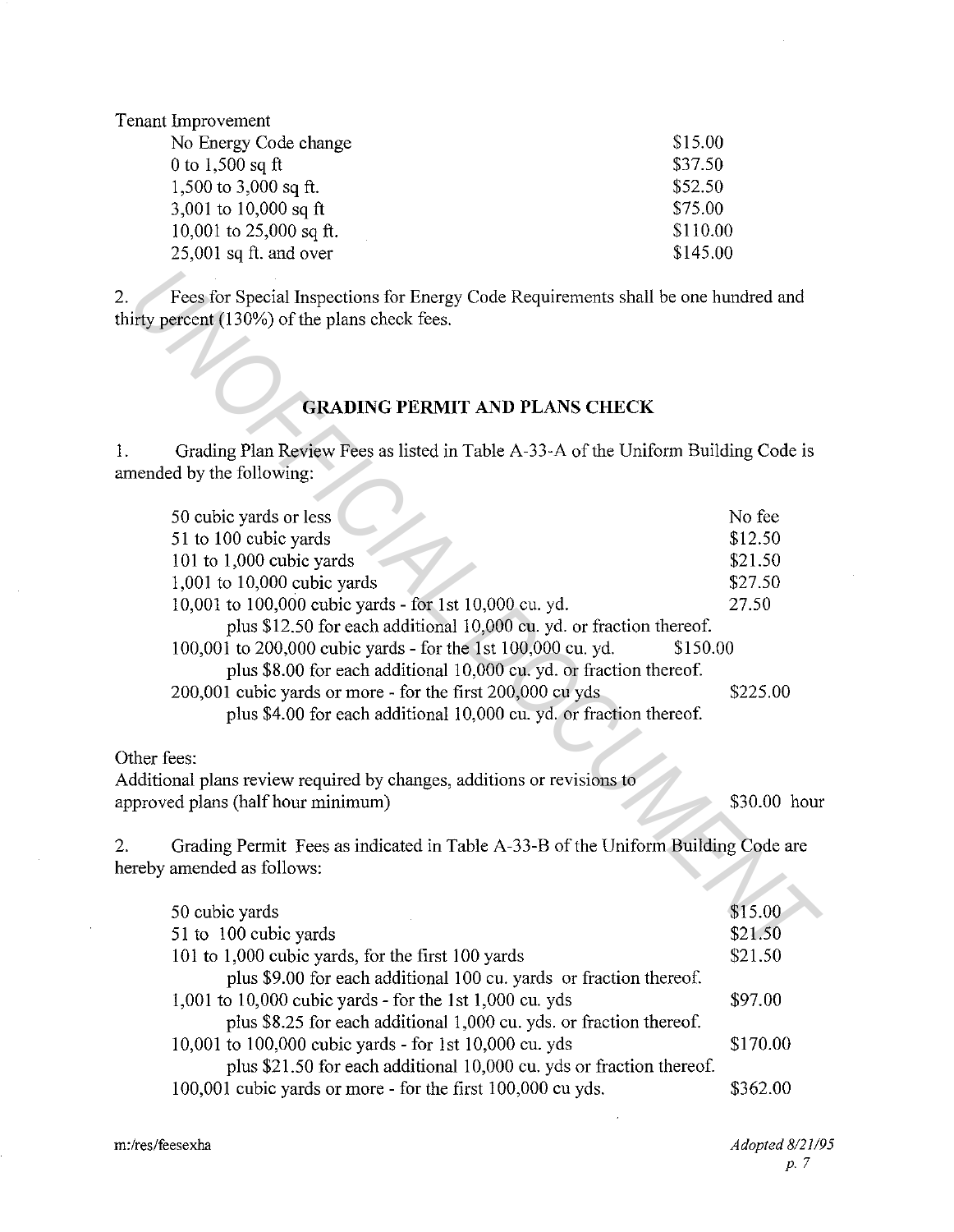Tenant Improvement

| | |
|---|---|
| No Energy Code change | $15.00 |
| 0 to 1,500 sq ft | $37.50 |
| 1,500 to 3,000 sq ft. | $52.50 |
| 3,001 to 10,000 sq ft | $75.00 |
| 10,001 to 25,000 sq ft. | $110.00 |
| 25,001 sq ft. and over | $145.00 |

2. Fees for Special Inspections for Energy Code Requirements shall be one hundred and thirty percent (130%) of the plans check fees.

## GRADING PERMIT AND PLANS CHECK

1. Grading Plan Review Fees as listed in Table A-33-A of the Uniform Building Code is amended by the following:

| | |
|---|---|
| 50 cubic yards or less | No fee |
| 51 to 100 cubic yards | $12.50 |
| 101 to 1,000 cubic yards | $21.50 |
| 1,001 to 10,000 cubic yards | $27.50 |
| 10,001 to 100,000 cubic yards - for 1st 10,000 cu. yd. plus $12.50 for each additional 10,000 cu. yd. or fraction thereof. | 27.50 |
| 100,001 to 200,000 cubic yards - for the 1st 100,000 cu. yd. plus $8.00 for each additional 10,000 cu. yd. or fraction thereof. | $150.00 |
| 200,001 cubic yards or more - for the first 200,000 cu yds plus $4.00 for each additional 10,000 cu. yd. or fraction thereof. | $225.00 |

Other fees:

| | |
|---|---|
| Additional plans review required by changes, additions or revisions to approved plans (half hour minimum) | $30.00 hour |

2. Grading Permit Fees as indicated in Table A-33-B of the Uniform Building Code are hereby amended as follows:

| | |
|---|---|
| 50 cubic yards | $15.00 |
| 51 to 100 cubic yards | $21.50 |
| 101 to 1,000 cubic yards, for the first 100 yards plus $9.00 for each additional 100 cu. yards or fraction thereof. | $21.50 |
| 1,001 to 10,000 cubic yards - for the 1st 1,000 cu. yds plus $8.25 for each additional 1,000 cu. yds. or fraction thereof. | $97.00 |
| 10,001 to 100,000 cubic yards - for 1st 10,000 cu. yds plus $21.50 for each additional 10,000 cu. yds or fraction thereof. | $170.00 |
| 100,001 cubic yards or more - for the first 100,000 cu yds. | $362.00 |

m:/res/feesexha

*Adopted 8/21/95*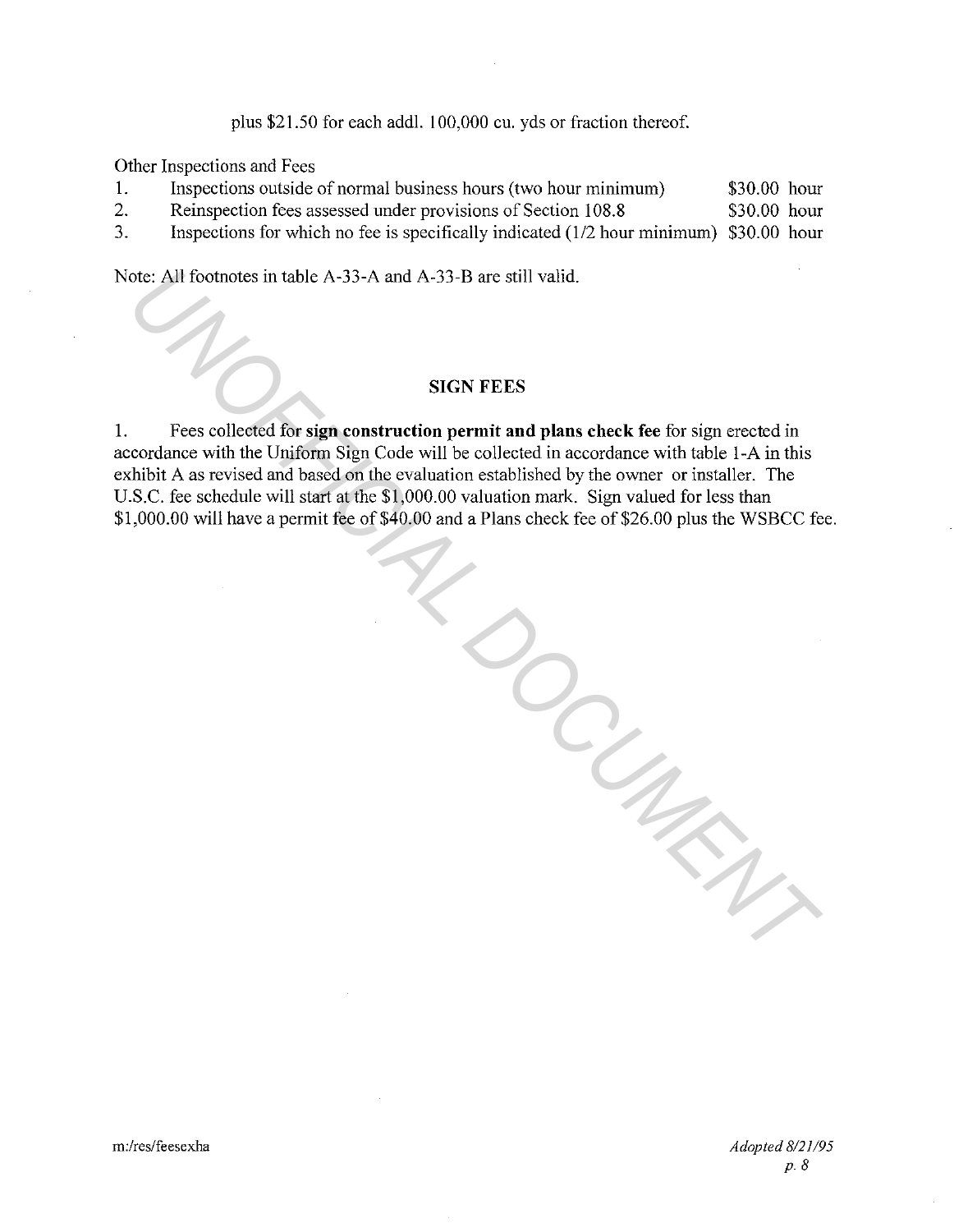plus $21.50 for each addl. 100,000 cu. yds or fraction thereof.

Other Inspections and Fees

| | | |
|---|---|---|
| 1. | Inspections outside of normal business hours (two hour minimum) | $30.00 hour |
| 2. | Reinspection fees assessed under provisions of Section 108.8 | $30.00 hour |
| 3. | Inspections for which no fee is specifically indicated (1/2 hour minimum) | $30.00 hour |

Note: All footnotes in table A-33-A and A-33-B are still valid.

## SIGN FEES

1. Fees collected for **sign construction permit and plans check fee** for sign erected in accordance with the Uniform Sign Code will be collected in accordance with table 1-A in this exhibit A as revised and based on the evaluation established by the owner or installer. The U.S.C. fee schedule will start at the $1,000.00 valuation mark. Sign valued for less than $1,000.00 will have a permit fee of $40.00 and a Plans check fee of $26.00 plus the WSBCC fee.

m:/res/feesexha

*Adopted 8/21/95*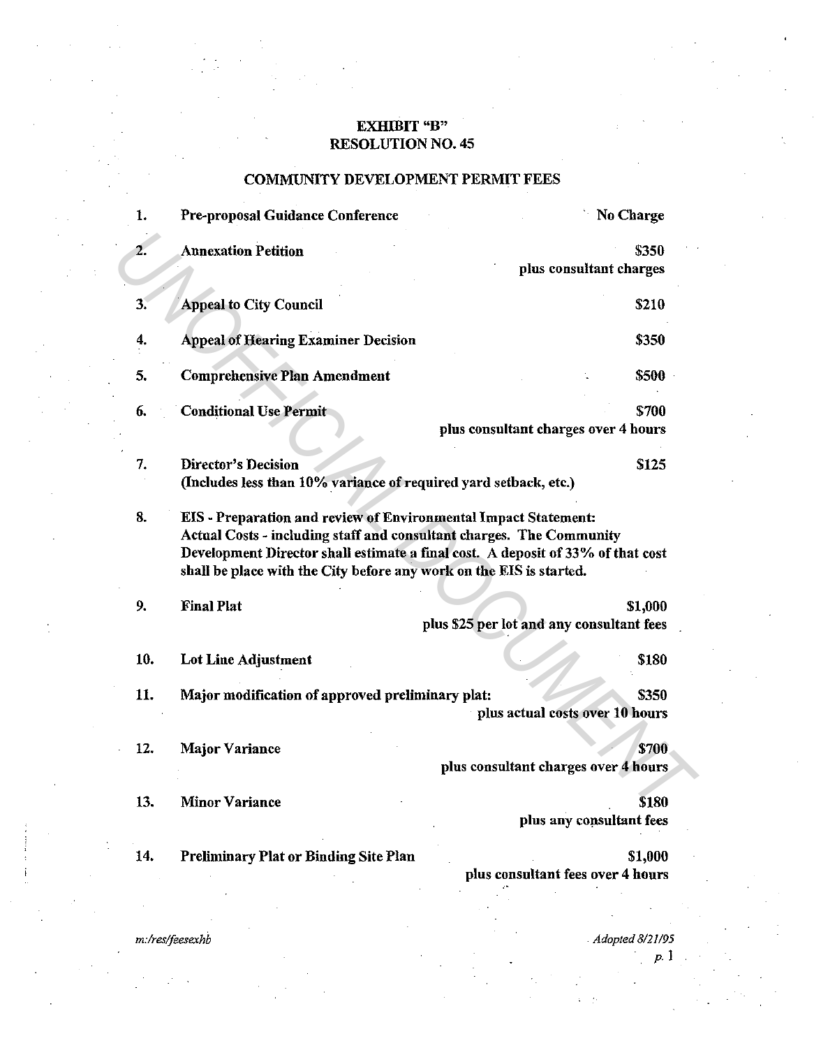**EXHIBIT "B"**
**RESOLUTION NO. 45**

**COMMUNITY DEVELOPMENT PERMIT FEES**

| No. | Item | Fee |
|---|---|---|
| 1. | **Pre-proposal Guidance Conference** | **No Charge** |
| 2. | **Annexation Petition** | **$350 plus consultant charges** |
| 3. | **Appeal to City Council** | **$210** |
| 4. | **Appeal of Hearing Examiner Decision** | **$350** |
| 5. | **Comprehensive Plan Amendment** | **$500** |
| 6. | **Conditional Use Permit** | **$700 plus consultant charges over 4 hours** |
| 7. | **Director's Decision (Includes less than 10% variance of required yard setback, etc.)** | **$125** |
| 8. | **EIS - Preparation and review of Environmental Impact Statement: Actual Costs - including staff and consultant charges. The Community Development Director shall estimate a final cost. A deposit of 33% of that cost shall be place with the City before any work on the EIS is started.** | |
| 9. | **Final Plat** | **$1,000 plus $25 per lot and any consultant fees** |
| 10. | **Lot Line Adjustment** | **$180** |
| 11. | **Major modification of approved preliminary plat:** | **$350 plus actual costs over 10 hours** |
| 12. | **Major Variance** | **$700 plus consultant charges over 4 hours** |
| 13. | **Minor Variance** | **$180 plus any consultant fees** |
| 14. | **Preliminary Plat or Binding Site Plan** | **$1,000 plus consultant fees over 4 hours** |

*m:/res/feesexhb*

*Adopted 8/21/95*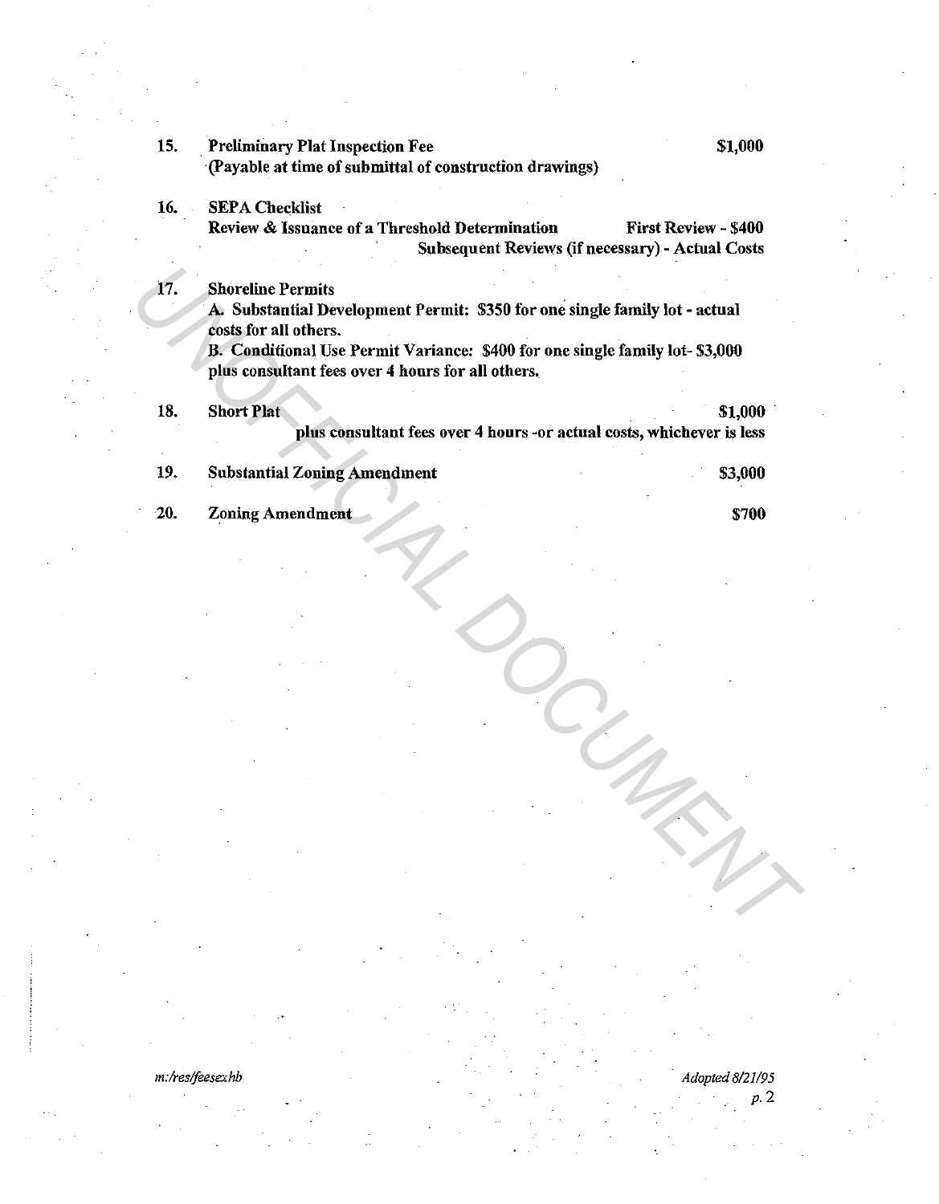15. **Preliminary Plat Inspection Fee** **$1,000**
**(Payable at time of submittal of construction drawings)**

16. **SEPA Checklist**
**Review & Issuance of a Threshold Determination** **First Review - $400**
**Subsequent Reviews (if necessary) - Actual Costs**

17. **Shoreline Permits**
**A. Substantial Development Permit: $350 for one single family lot - actual costs for all others.**
**B. Conditional Use Permit Variance: $400 for one single family lot- $3,000 plus consultant fees over 4 hours for all others.**

18. **Short Plat** **$1,000**
**plus consultant fees over 4 hours -or actual costs, whichever is less**

19. **Substantial Zoning Amendment** **$3,000**

20. **Zoning Amendment** **$700**

*m:/res/feesex.hb*

*Adopted 8/21/95*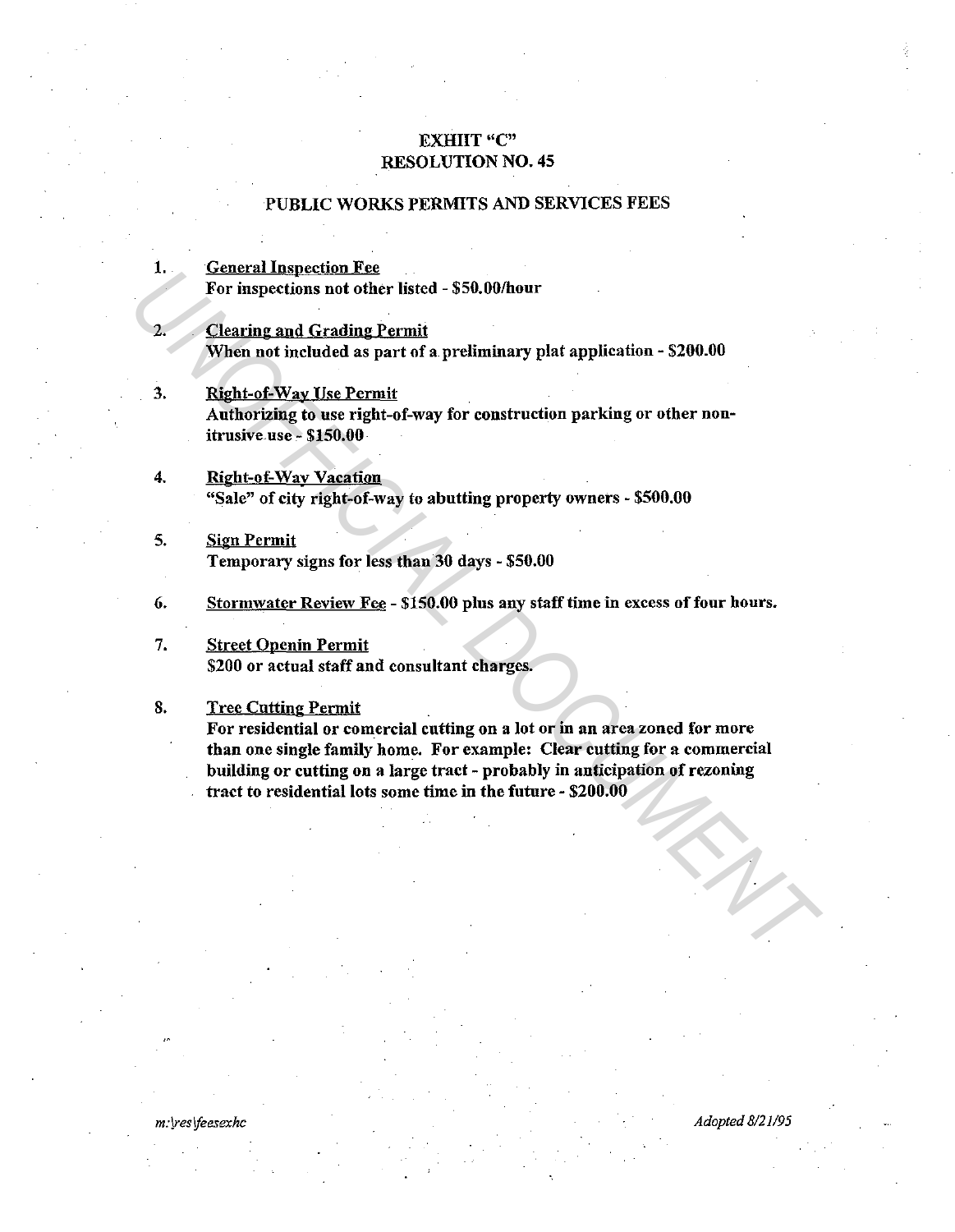# EXHIIT "C"
## RESOLUTION NO. 45

### PUBLIC WORKS PERMITS AND SERVICES FEES

1. <u>General Inspection Fee</u>
   For inspections not other listed - $50.00/hour

2. <u>Clearing and Grading Permit</u>
   When not included as part of a preliminary plat application - $200.00

3. <u>Right-of-Way Use Permit</u>
   Authorizing to use right-of-way for construction parking or other non-itrusive use - $150.00

4. <u>Right-of-Way Vacation</u>
   "Sale" of city right-of-way to abutting property owners - $500.00

5. <u>Sign Permit</u>
   Temporary signs for less than 30 days - $50.00

6. <u>Stormwater Review Fee</u> - $150.00 plus any staff time in excess of four hours.

7. <u>Street Openin Permit</u>
   $200 or actual staff and consultant charges.

8. <u>Tree Cutting Permit</u>
   For residential or comercial cutting on a lot or in an area zoned for more than one single family home. For example: Clear cutting for a commercial building or cutting on a large tract - probably in anticipation of rezoning tract to residential lots some time in the future - $200.00

*m:\res\feesexhc* *Adopted 8/21/95*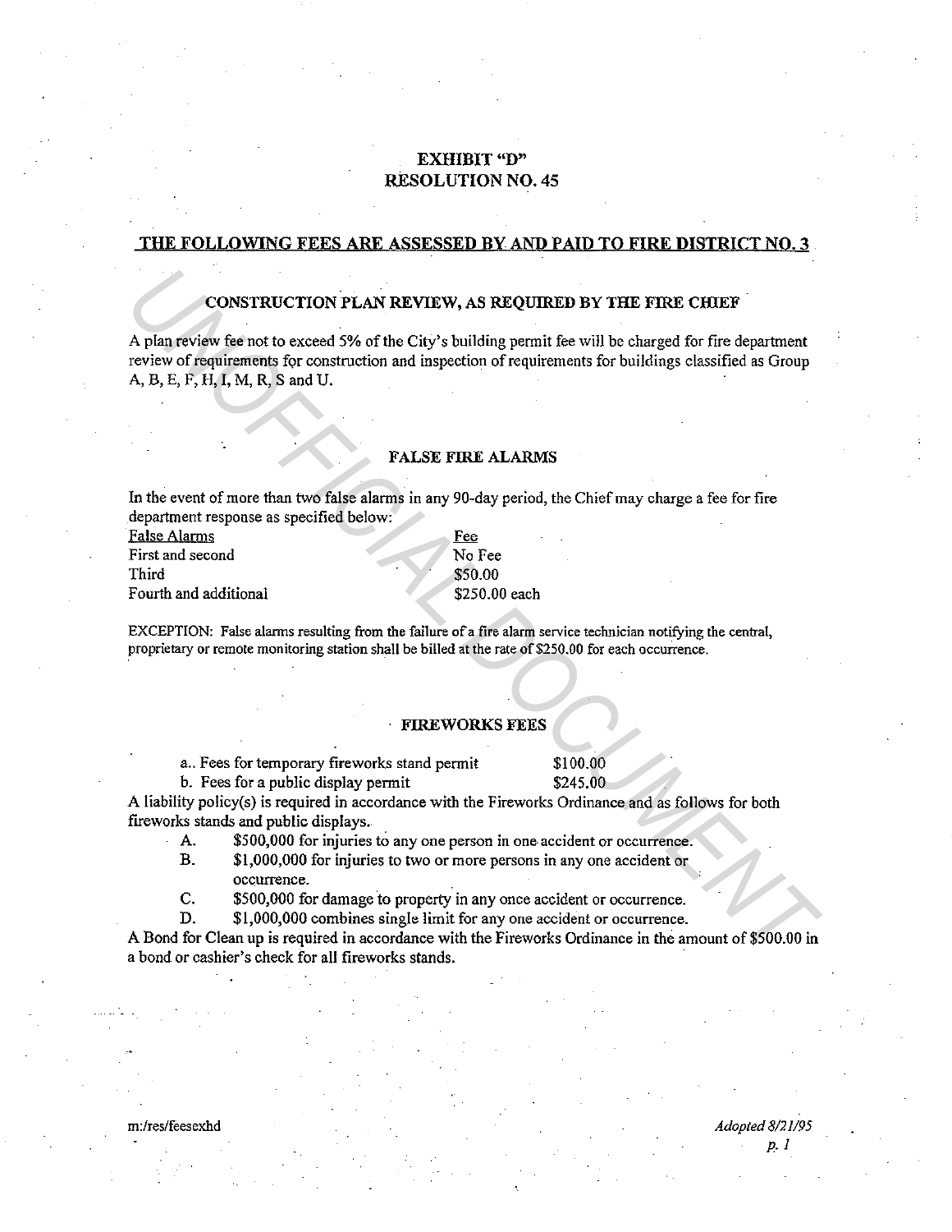# EXHIBIT "D"
# RESOLUTION NO. 45

## THE FOLLOWING FEES ARE ASSESSED BY AND PAID TO FIRE DISTRICT NO. 3

### CONSTRUCTION PLAN REVIEW, AS REQUIRED BY THE FIRE CHIEF

A plan review fee not to exceed 5% of the City's building permit fee will be charged for fire department review of requirements for construction and inspection of requirements for buildings classified as Group A, B, E, F, H, I, M, R, S and U.

### FALSE FIRE ALARMS

In the event of more than two false alarms in any 90-day period, the Chief may charge a fee for fire department response as specified below:

| False Alarms | Fee |
|---|---|
| First and second | No Fee |
| Third | $50.00 |
| Fourth and additional | $250.00 each |

EXCEPTION: False alarms resulting from the failure of a fire alarm service technician notifying the central, proprietary or remote monitoring station shall be billed at the rate of $250.00 for each occurrence.

### FIREWORKS FEES

| | |
|---|---|
| a.. Fees for temporary fireworks stand permit | $100.00 |
| b. Fees for a public display permit | $245.00 |

A liability policy(s) is required in accordance with the Fireworks Ordinance and as follows for both fireworks stands and public displays.

A. $500,000 for injuries to any one person in one accident or occurrence.

B. $1,000,000 for injuries to two or more persons in any one accident or occurrence.

C. $500,000 for damage to property in any once accident or occurrence.

D. $1,000,000 combines single limit for any one accident or occurrence.

A Bond for Clean up is required in accordance with the Fireworks Ordinance in the amount of $500.00 in a bond or cashier's check for all fireworks stands.

m:/res/feesexhd

*Adopted 8/21/95*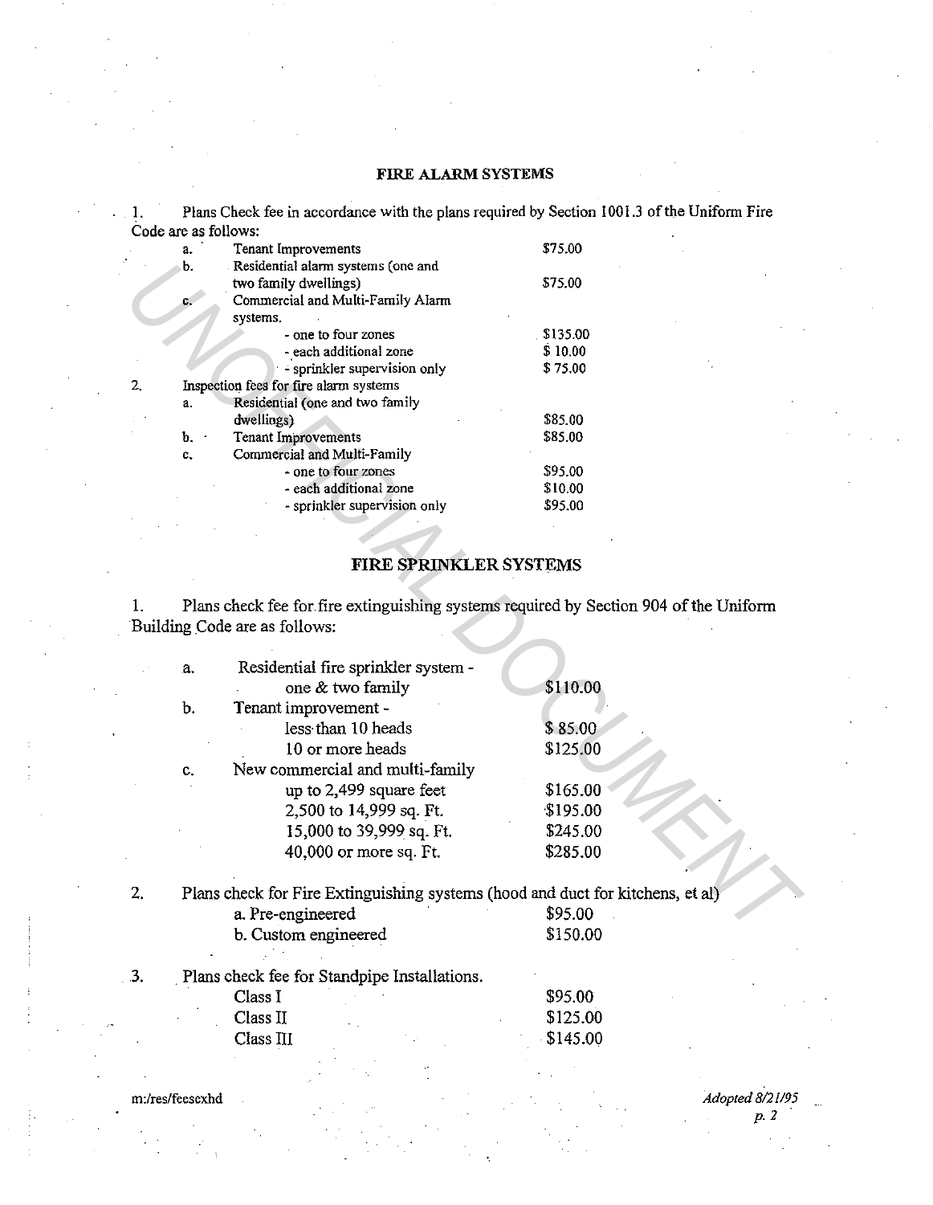## FIRE ALARM SYSTEMS

1. Plans Check fee in accordance with the plans required by Section 1001.3 of the Uniform Fire Code are as follows:

| | | |
|---|---|---|
| a. | Tenant Improvements | $75.00 |
| b. | Residential alarm systems (one and two family dwellings) | $75.00 |
| c. | Commercial and Multi-Family Alarm systems. | |
| | - one to four zones | $135.00 |
| | - each additional zone | $ 10.00 |
| | - sprinkler supervision only | $ 75.00 |

2. Inspection fees for fire alarm systems

| | | |
|---|---|---|
| a. | Residential (one and two family dwellings) | $85.00 |
| b. | Tenant Improvements | $85.00 |
| c. | Commercial and Multi-Family | |
| | - one to four zones | $95.00 |
| | - each additional zone | $10.00 |
| | - sprinkler supervision only | $95.00 |

## FIRE SPRINKLER SYSTEMS

1. Plans check fee for fire extinguishing systems required by Section 904 of the Uniform Building Code are as follows:

| | | |
|---|---|---|
| a. | Residential fire sprinkler system - one & two family | $110.00 |
| b. | Tenant improvement - | |
| | less than 10 heads | $ 85.00 |
| | 10 or more heads | $125.00 |
| c. | New commercial and multi-family | |
| | up to 2,499 square feet | $165.00 |
| | 2,500 to 14,999 sq. Ft. | $195.00 |
| | 15,000 to 39,999 sq. Ft. | $245.00 |
| | 40,000 or more sq. Ft. | $285.00 |

2. Plans check for Fire Extinguishing systems (hood and duct for kitchens, et al)

| | |
|---|---|
| a. Pre-engineered | $95.00 |
| b. Custom engineered | $150.00 |

3. Plans check fee for Standpipe Installations.

| | |
|---|---|
| Class I | $95.00 |
| Class II | $125.00 |
| Class III | $145.00 |

m:/res/feesexhd

*Adopted 8/21/95*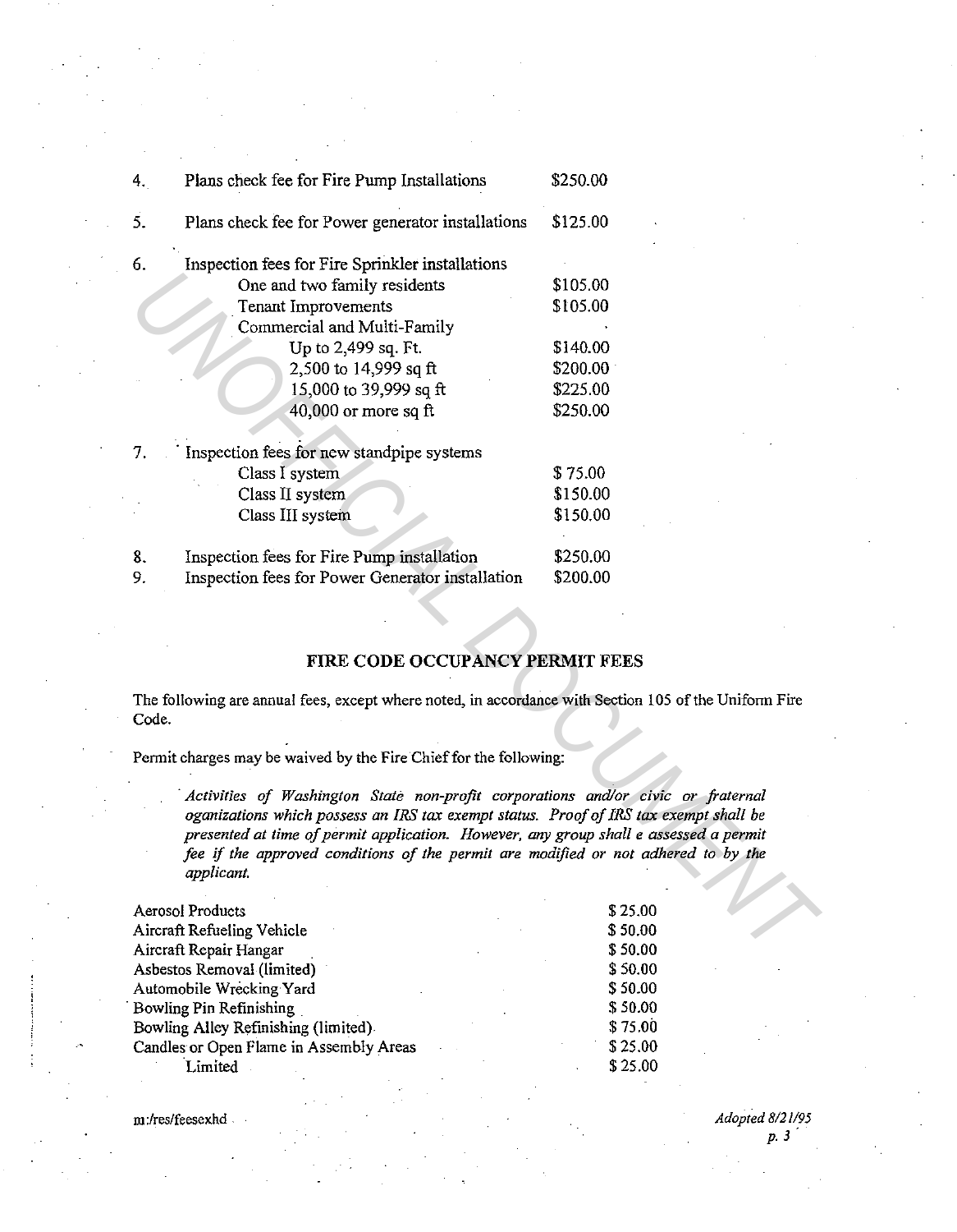| | | |
|---|---|---|
| 4. | Plans check fee for Fire Pump Installations | $250.00 |
| 5. | Plans check fee for Power generator installations | $125.00 |
| 6. | Inspection fees for Fire Sprinkler installations | |
| | One and two family residents | $105.00 |
| | Tenant Improvements | $105.00 |
| | Commercial and Multi-Family | |
| | Up to 2,499 sq. Ft. | $140.00 |
| | 2,500 to 14,999 sq ft | $200.00 |
| | 15,000 to 39,999 sq ft | $225.00 |
| | 40,000 or more sq ft | $250.00 |
| 7. | Inspection fees for new standpipe systems | |
| | Class I system | $ 75.00 |
| | Class II system | $150.00 |
| | Class III system | $150.00 |
| 8. | Inspection fees for Fire Pump installation | $250.00 |
| 9. | Inspection fees for Power Generator installation | $200.00 |

### FIRE CODE OCCUPANCY PERMIT FEES

The following are annual fees, except where noted, in accordance with Section 105 of the Uniform Fire Code.

Permit charges may be waived by the Fire Chief for the following:

> *Activities of Washington State non-profit corporations and/or civic or fraternal oganizations which possess an IRS tax exempt status. Proof of IRS tax exempt shall be presented at time of permit application. However, any group shall e assessed a permit fee if the approved conditions of the permit are modified or not adhered to by the applicant.*

| | |
|---|---|
| Aerosol Products | $ 25.00 |
| Aircraft Refueling Vehicle | $ 50.00 |
| Aircraft Repair Hangar | $ 50.00 |
| Asbestos Removal (limited) | $ 50.00 |
| Automobile Wrecking Yard | $ 50.00 |
| Bowling Pin Refinishing | $ 50.00 |
| Bowling Alley Refinishing (limited) | $ 75.00 |
| Candles or Open Flame in Assembly Areas | $ 25.00 |
| Limited | $ 25.00 |

m:/res/feesexhd

*Adopted 8/21/95*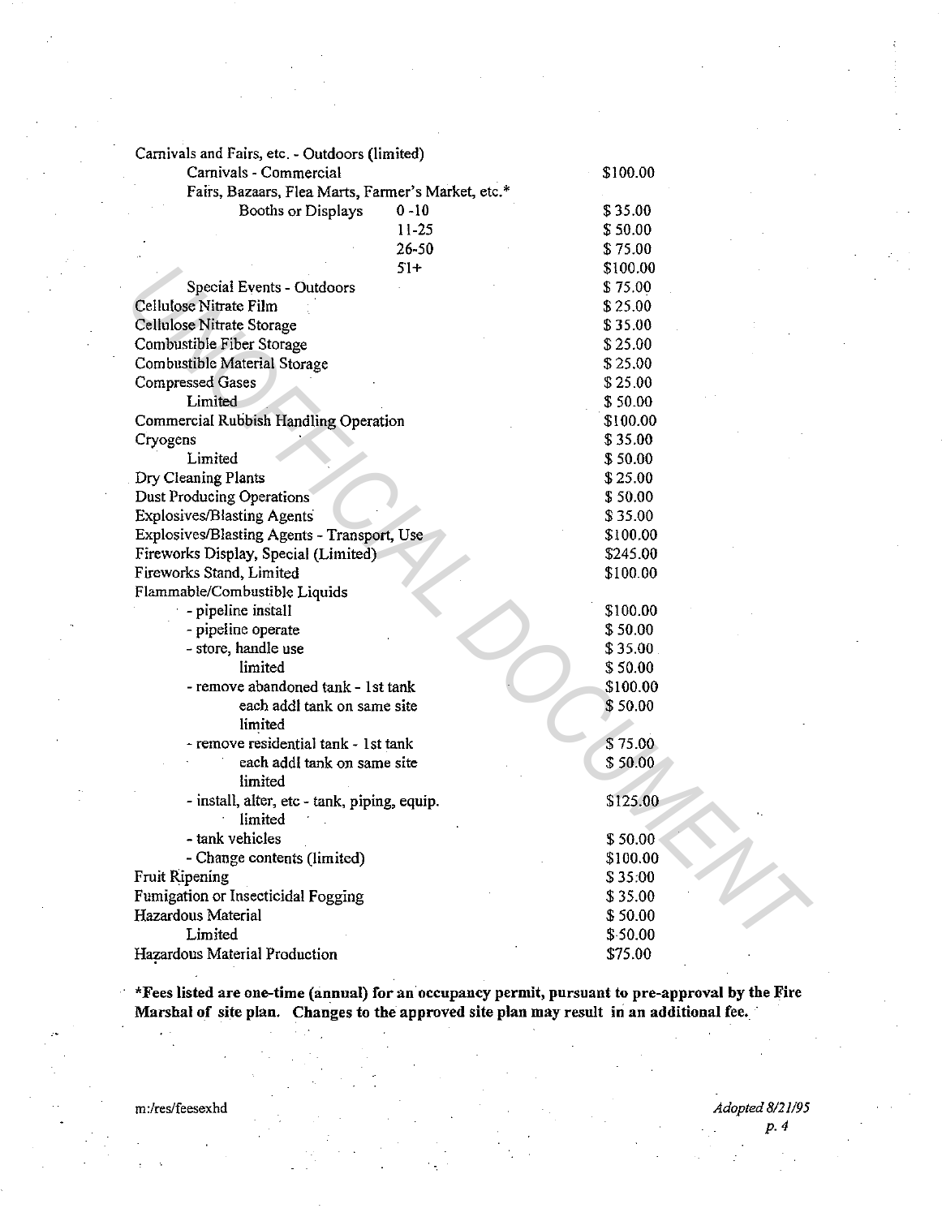| Item | | Fee |
|---|---|---|
| Carnivals and Fairs, etc. - Outdoors (limited) | | |
| Carnivals - Commercial | | $100.00 |
| Fairs, Bazaars, Flea Marts, Farmer's Market, etc.* | | |
| Booths or Displays | 0 -10 | $ 35.00 |
| | 11-25 | $ 50.00 |
| | 26-50 | $ 75.00 |
| | 51+ | $100.00 |
| Special Events - Outdoors | | $ 75.00 |
| Cellulose Nitrate Film | | $ 25.00 |
| Cellulose Nitrate Storage | | $ 35.00 |
| Combustible Fiber Storage | | $ 25.00 |
| Combustible Material Storage | | $ 25.00 |
| Compressed Gases | | $ 25.00 |
| Limited | | $ 50.00 |
| Commercial Rubbish Handling Operation | | $100.00 |
| Cryogens | | $ 35.00 |
| Limited | | $ 50.00 |
| Dry Cleaning Plants | | $ 25.00 |
| Dust Producing Operations | | $ 50.00 |
| Explosives/Blasting Agents | | $ 35.00 |
| Explosives/Blasting Agents - Transport, Use | | $100.00 |
| Fireworks Display, Special (Limited) | | $245.00 |
| Fireworks Stand, Limited | | $100.00 |
| Flammable/Combustible Liquids | | |
| - pipeline install | | $100.00 |
| - pipeline operate | | $ 50.00 |
| - store, handle use | | $ 35.00 |
| limited | | $ 50.00 |
| - remove abandoned tank - 1st tank | | $100.00 |
| each addl tank on same site limited | | $ 50.00 |
| - remove residential tank - 1st tank | | $ 75.00 |
| each addl tank on same site limited | | $ 50.00 |
| - install, alter, etc - tank, piping, equip. limited | | $125.00 |
| - tank vehicles | | $ 50.00 |
| - Change contents (limited) | | $100.00 |
| Fruit Ripening | | $ 35.00 |
| Fumigation or Insecticidal Fogging | | $ 35.00 |
| Hazardous Material | | $ 50.00 |
| Limited | | $ 50.00 |
| Hazardous Material Production | | $75.00 |

**\*Fees listed are one-time (annual) for an occupancy permit, pursuant to pre-approval by the Fire Marshal of site plan. Changes to the approved site plan may result in an additional fee.**

m:/res/feesexhd

*Adopted 8/21/95*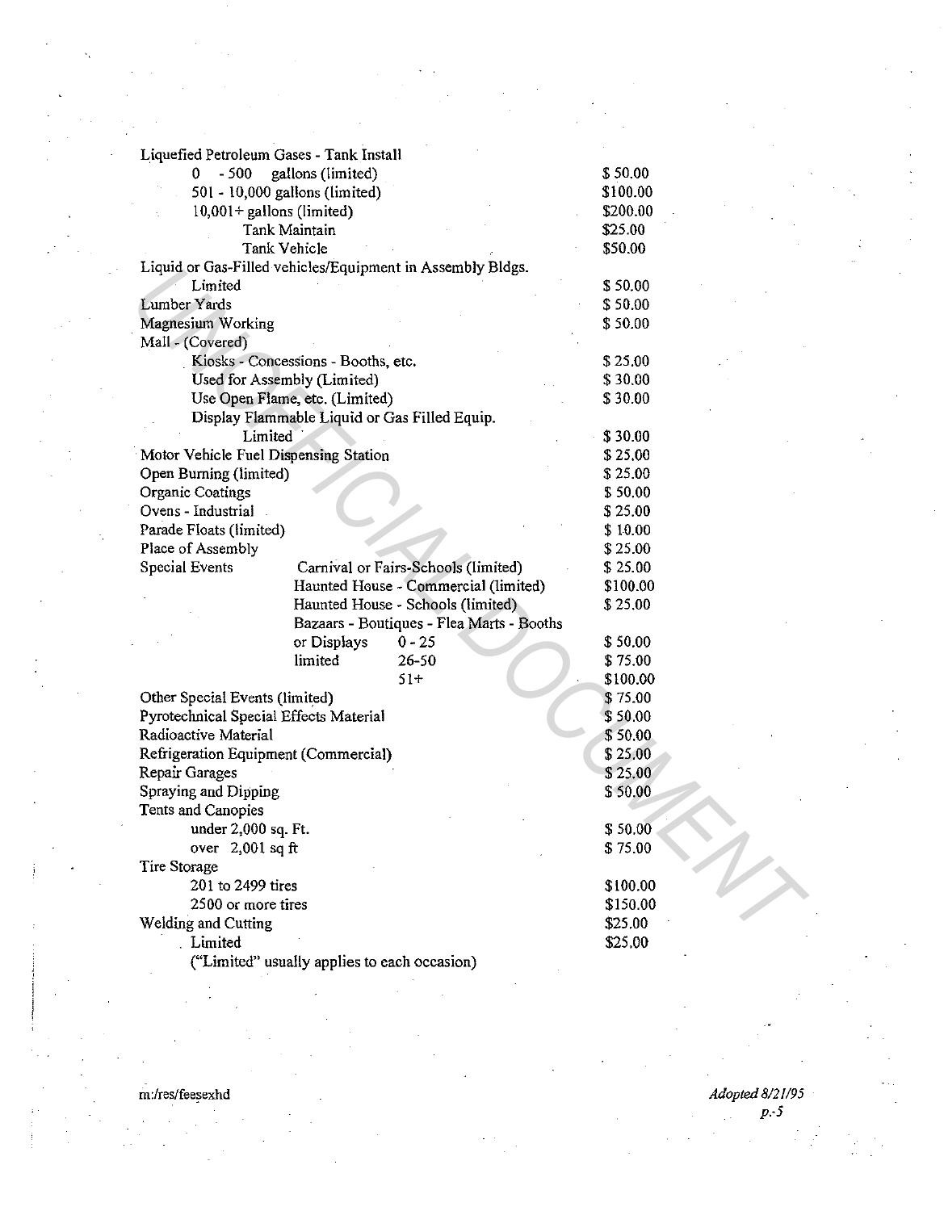| | | | |
|---|---|---|---|
| Liquefied Petroleum Gases - Tank Install | | | |
| 0 - 500 gallons (limited) | | | $ 50.00 |
| 501 - 10,000 gallons (limited) | | | $100.00 |
| 10,001+ gallons (limited) | | | $200.00 |
| Tank Maintain | | | $25.00 |
| Tank Vehicle | | | $50.00 |
| Liquid or Gas-Filled vehicles/Equipment in Assembly Bldgs. | | | |
| Limited | | | $ 50.00 |
| Lumber Yards | | | $ 50.00 |
| Magnesium Working | | | $ 50.00 |
| Mall - (Covered) | | | |
| Kiosks - Concessions - Booths, etc. | | | $ 25.00 |
| Used for Assembly (Limited) | | | $ 30.00 |
| Use Open Flame, etc. (Limited) | | | $ 30.00 |
| Display Flammable Liquid or Gas Filled Equip. | | | |
| Limited | | | $ 30.00 |
| Motor Vehicle Fuel Dispensing Station | | | $ 25.00 |
| Open Burning (limited) | | | $ 25.00 |
| Organic Coatings | | | $ 50.00 |
| Ovens - Industrial | | | $ 25.00 |
| Parade Floats (limited) | | | $ 10.00 |
| Place of Assembly | | | $ 25.00 |
| Special Events | Carnival or Fairs-Schools (limited) | | $ 25.00 |
| | Haunted House - Commercial (limited) | | $100.00 |
| | Haunted House - Schools (limited) | | $ 25.00 |
| | Bazaars - Boutiques - Flea Marts - Booths | | |
| | or Displays | 0 - 25 | $ 50.00 |
| | limited | 26-50 | $ 75.00 |
| | | 51+ | $100.00 |
| Other Special Events (limited) | | | $ 75.00 |
| Pyrotechnical Special Effects Material | | | $ 50.00 |
| Radioactive Material | | | $ 50.00 |
| Refrigeration Equipment (Commercial) | | | $ 25.00 |
| Repair Garages | | | $ 25.00 |
| Spraying and Dipping | | | $ 50.00 |
| Tents and Canopies | | | |
| under 2,000 sq. Ft. | | | $ 50.00 |
| over 2,001 sq ft | | | $ 75.00 |
| Tire Storage | | | |
| 201 to 2499 tires | | | $100.00 |
| 2500 or more tires | | | $150.00 |
| Welding and Cutting | | | $25.00 |
| Limited | | | $25.00 |

("Limited" usually applies to each occasion)

m:/res/feesexhd

*Adopted 8/21/95*